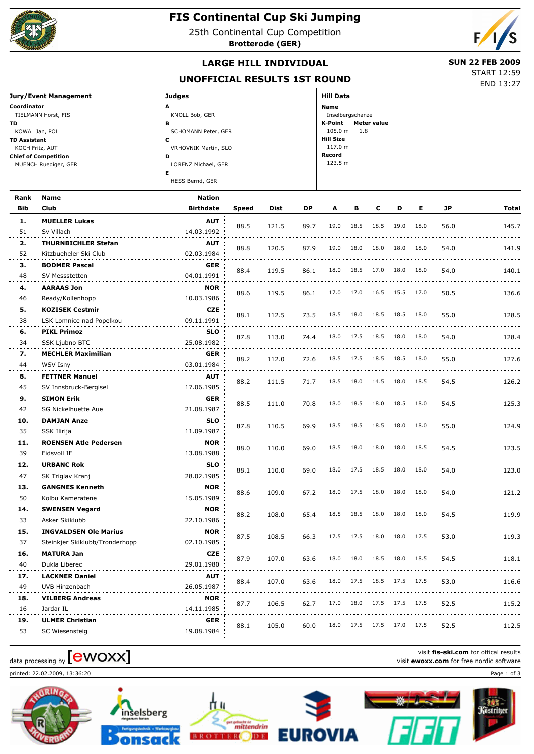# FIS Continental Cup Ski Jumping

25th Continental Cup Competition

**Brotterode (GER)**

## LARGE HILL INDIVIDUAL

## UNOFFICIAL RESULTS 1ST ROUND

**SUN 22 FEB 2009**

START 12:59

END 13:27

**Jury/Event Management**

**Coordinator**
TIELMANN Horst, FIS

**TD**
KOWAL Jan, POL

**TD Assistant**
KOCH Fritz, AUT

**Chief of Competition**
MUENCH Ruediger, GER

**Judges**

**A** KNOLL Bob, GER

**B** SCHOMANN Peter, GER

**C** VRHOVNIK Martin, SLO

**D** LORENZ Michael, GER

**E** HESS Bernd, GER

**Hill Data**

**Name**
Inselbergschanze

**K-Point** 105.0 m **Meter value** 1.8

**Hill Size**
117.0 m

**Record**
123.5 m

| Rank | Bib | Name | Club | Nation | Birthdate | Speed | Dist | DP | A | B | C | D | E | JP | Total |
|---|---|---|---|---|---|---|---|---|---|---|---|---|---|---|---|
| 1. | 51 | MUELLER Lukas | Sv Villach | AUT | 14.03.1992 | 88.5 | 121.5 | 89.7 | 19.0 | 18.5 | 18.5 | 19.0 | 18.0 | 56.0 | 145.7 |
| 2. | 52 | THURNBICHLER Stefan | Kitzbueheler Ski Club | AUT | 02.03.1984 | 88.8 | 120.5 | 87.9 | 19.0 | 18.0 | 18.0 | 18.0 | 18.0 | 54.0 | 141.9 |
| 3. | 48 | BODMER Pascal | SV Messstetten | GER | 04.01.1991 | 88.4 | 119.5 | 86.1 | 18.0 | 18.5 | 17.0 | 18.0 | 18.0 | 54.0 | 140.1 |
| 4. | 46 | AARAAS Jon | Ready/Kollenhopp | NOR | 10.03.1986 | 88.6 | 119.5 | 86.1 | 17.0 | 17.0 | 16.5 | 15.5 | 17.0 | 50.5 | 136.6 |
| 5. | 38 | KOZISEK Cestmir | LSK Lomnice nad Popelkou | CZE | 09.11.1991 | 88.1 | 112.5 | 73.5 | 18.5 | 18.0 | 18.5 | 18.5 | 18.0 | 55.0 | 128.5 |
| 6. | 34 | PIKL Primoz | SSK Ljubno BTC | SLO | 25.08.1982 | 87.8 | 113.0 | 74.4 | 18.0 | 17.5 | 18.5 | 18.0 | 18.0 | 54.0 | 128.4 |
| 7. | 44 | MECHLER Maximilian | WSV Isny | GER | 03.01.1984 | 88.2 | 112.0 | 72.6 | 18.5 | 17.5 | 18.5 | 18.5 | 18.0 | 55.0 | 127.6 |
| 8. | 45 | FETTNER Manuel | SV Innsbruck-Bergisel | AUT | 17.06.1985 | 88.2 | 111.5 | 71.7 | 18.5 | 18.0 | 14.5 | 18.0 | 18.5 | 54.5 | 126.2 |
| 9. | 42 | SIMON Erik | SG Nickelhuette Aue | GER | 21.08.1987 | 88.5 | 111.0 | 70.8 | 18.0 | 18.5 | 18.0 | 18.5 | 18.0 | 54.5 | 125.3 |
| 10. | 35 | DAMJAN Anze | SSK Ilirija | SLO | 11.09.1987 | 87.8 | 110.5 | 69.9 | 18.5 | 18.5 | 18.5 | 18.0 | 18.0 | 55.0 | 124.9 |
| 11. | 39 | ROENSEN Atle Pedersen | Eidsvoll IF | NOR | 13.08.1988 | 88.0 | 110.0 | 69.0 | 18.5 | 18.0 | 18.0 | 18.0 | 18.5 | 54.5 | 123.5 |
| 12. | 47 | URBANC Rok | SK Triglav Kranj | SLO | 28.02.1985 | 88.1 | 110.0 | 69.0 | 18.0 | 17.5 | 18.5 | 18.0 | 18.0 | 54.0 | 123.0 |
| 13. | 50 | GANGNES Kenneth | Kolbu Kameratene | NOR | 15.05.1989 | 88.6 | 109.0 | 67.2 | 18.0 | 17.5 | 18.0 | 18.0 | 18.0 | 54.0 | 121.2 |
| 14. | 33 | SWENSEN Vegard | Asker Skiklubb | NOR | 22.10.1986 | 88.2 | 108.0 | 65.4 | 18.5 | 18.5 | 18.0 | 18.0 | 18.0 | 54.5 | 119.9 |
| 15. | 37 | INGVALDSEN Ole Marius | Steinkjer Skiklubb/Tronderhopp | NOR | 02.10.1985 | 87.5 | 108.5 | 66.3 | 17.5 | 17.5 | 18.0 | 18.0 | 17.5 | 53.0 | 119.3 |
| 16. | 40 | MATURA Jan | Dukla Liberec | CZE | 29.01.1980 | 87.9 | 107.0 | 63.6 | 18.0 | 18.0 | 18.5 | 18.0 | 18.5 | 54.5 | 118.1 |
| 17. | 49 | LACKNER Daniel | UVB Hinzenbach | AUT | 26.05.1987 | 88.4 | 107.0 | 63.6 | 18.0 | 17.5 | 18.5 | 17.5 | 17.5 | 53.0 | 116.6 |
| 18. | 16 | VILBERG Andreas | Jardar IL | NOR | 14.11.1985 | 87.7 | 106.5 | 62.7 | 17.0 | 18.0 | 17.5 | 17.5 | 17.5 | 52.5 | 115.2 |
| 19. | 53 | ULMER Christian | SC Wiesensteig | GER | 19.08.1984 | 88.1 | 105.0 | 60.0 | 18.0 | 17.5 | 17.5 | 17.0 | 17.5 | 52.5 | 112.5 |

data processing by ewoxx

visit **fis-ski.com** for offical results
visit **ewoxx.com** for free nordic software

printed: 22.02.2009, 13:36:20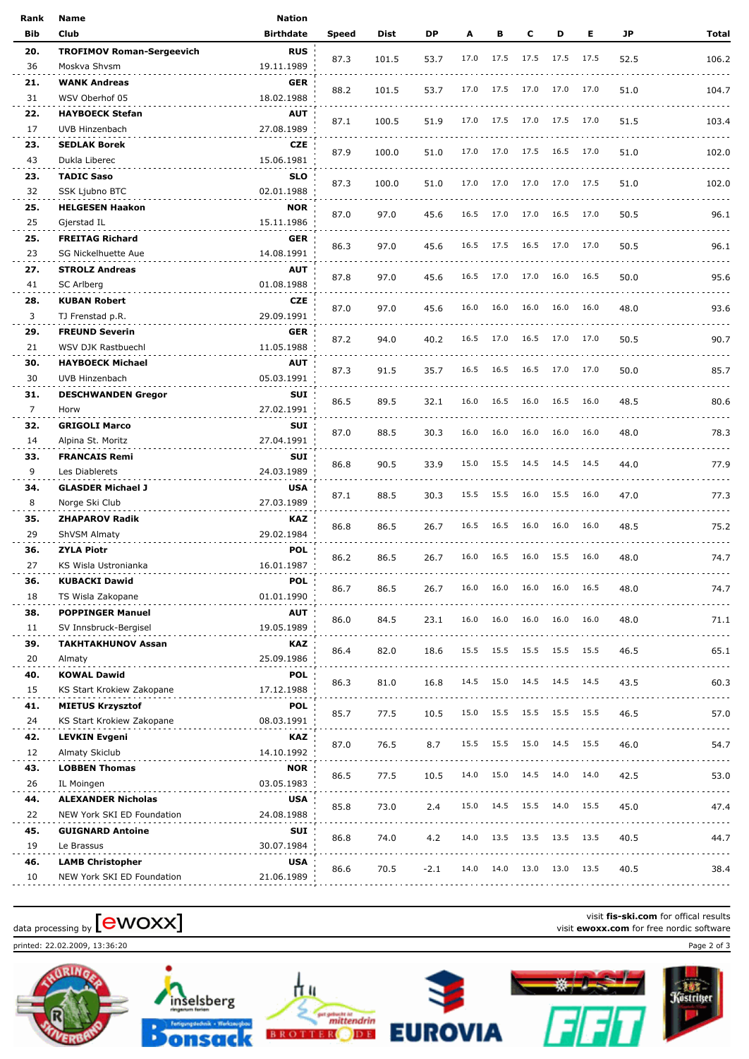| Rank | Name | Nation | Speed | Dist | DP | A | B | C | D | E | JP | Total |
|---|---|---|---|---|---|---|---|---|---|---|---|---|
| Bib | Club | Birthdate | | | | | | | | | | |
| 20. | TROFIMOV Roman-Sergeevich | RUS | 87.3 | 101.5 | 53.7 | 17.0 | 17.5 | 17.5 | 17.5 | 17.5 | 52.5 | 106.2 |
| 36 | Moskva Shvsm | 19.11.1989 | | | | | | | | | | |
| 21. | WANK Andreas | GER | 88.2 | 101.5 | 53.7 | 17.0 | 17.5 | 17.0 | 17.0 | 17.0 | 51.0 | 104.7 |
| 31 | WSV Oberhof 05 | 18.02.1988 | | | | | | | | | | |
| 22. | HAYBOECK Stefan | AUT | 87.1 | 100.5 | 51.9 | 17.0 | 17.5 | 17.0 | 17.5 | 17.0 | 51.5 | 103.4 |
| 17 | UVB Hinzenbach | 27.08.1989 | | | | | | | | | | |
| 23. | SEDLAK Borek | CZE | 87.9 | 100.0 | 51.0 | 17.0 | 17.0 | 17.5 | 16.5 | 17.0 | 51.0 | 102.0 |
| 43 | Dukla Liberec | 15.06.1981 | | | | | | | | | | |
| 23. | TADIC Saso | SLO | 87.3 | 100.0 | 51.0 | 17.0 | 17.0 | 17.0 | 17.0 | 17.5 | 51.0 | 102.0 |
| 32 | SSK Ljubno BTC | 02.01.1988 | | | | | | | | | | |
| 25. | HELGESEN Haakon | NOR | 87.0 | 97.0 | 45.6 | 16.5 | 17.0 | 17.0 | 16.5 | 17.0 | 50.5 | 96.1 |
| 25 | Gjerstad IL | 15.11.1986 | | | | | | | | | | |
| 25. | FREITAG Richard | GER | 86.3 | 97.0 | 45.6 | 16.5 | 17.5 | 16.5 | 17.0 | 17.0 | 50.5 | 96.1 |
| 23 | SG Nickelhuette Aue | 14.08.1991 | | | | | | | | | | |
| 27. | STROLZ Andreas | AUT | 87.8 | 97.0 | 45.6 | 16.5 | 17.0 | 17.0 | 16.0 | 16.5 | 50.0 | 95.6 |
| 41 | SC Arlberg | 01.08.1988 | | | | | | | | | | |
| 28. | KUBAN Robert | CZE | 87.0 | 97.0 | 45.6 | 16.0 | 16.0 | 16.0 | 16.0 | 16.0 | 48.0 | 93.6 |
| 3 | TJ Frenstad p.R. | 29.09.1991 | | | | | | | | | | |
| 29. | FREUND Severin | GER | 87.2 | 94.0 | 40.2 | 16.5 | 17.0 | 16.5 | 17.0 | 17.0 | 50.5 | 90.7 |
| 21 | WSV DJK Rastbuechl | 11.05.1988 | | | | | | | | | | |
| 30. | HAYBOECK Michael | AUT | 87.3 | 91.5 | 35.7 | 16.5 | 16.5 | 16.5 | 17.0 | 17.0 | 50.0 | 85.7 |
| 30 | UVB Hinzenbach | 05.03.1991 | | | | | | | | | | |
| 31. | DESCHWANDEN Gregor | SUI | 86.5 | 89.5 | 32.1 | 16.0 | 16.5 | 16.0 | 16.5 | 16.0 | 48.5 | 80.6 |
| 7 | Horw | 27.02.1991 | | | | | | | | | | |
| 32. | GRIGOLI Marco | SUI | 87.0 | 88.5 | 30.3 | 16.0 | 16.0 | 16.0 | 16.0 | 16.0 | 48.0 | 78.3 |
| 14 | Alpina St. Moritz | 27.04.1991 | | | | | | | | | | |
| 33. | FRANCAIS Remi | SUI | 86.8 | 90.5 | 33.9 | 15.0 | 15.5 | 14.5 | 14.5 | 14.5 | 44.0 | 77.9 |
| 9 | Les Diablerets | 24.03.1989 | | | | | | | | | | |
| 34. | GLASDER Michael J | USA | 87.1 | 88.5 | 30.3 | 15.5 | 15.5 | 16.0 | 15.5 | 16.0 | 47.0 | 77.3 |
| 8 | Norge Ski Club | 27.03.1989 | | | | | | | | | | |
| 35. | ZHAPAROV Radik | KAZ | 86.8 | 86.5 | 26.7 | 16.5 | 16.5 | 16.0 | 16.0 | 16.0 | 48.5 | 75.2 |
| 29 | ShVSM Almaty | 29.02.1984 | | | | | | | | | | |
| 36. | ZYLA Piotr | POL | 86.2 | 86.5 | 26.7 | 16.0 | 16.5 | 16.0 | 15.5 | 16.0 | 48.0 | 74.7 |
| 27 | KS Wisla Ustronianka | 16.01.1987 | | | | | | | | | | |
| 36. | KUBACKI Dawid | POL | 86.7 | 86.5 | 26.7 | 16.0 | 16.0 | 16.0 | 16.0 | 16.5 | 48.0 | 74.7 |
| 18 | TS Wisla Zakopane | 01.01.1990 | | | | | | | | | | |
| 38. | POPPINGER Manuel | AUT | 86.0 | 84.5 | 23.1 | 16.0 | 16.0 | 16.0 | 16.0 | 16.0 | 48.0 | 71.1 |
| 11 | SV Innsbruck-Bergisel | 19.05.1989 | | | | | | | | | | |
| 39. | TAKHTAKHUNOV Assan | KAZ | 86.4 | 82.0 | 18.6 | 15.5 | 15.5 | 15.5 | 15.5 | 15.5 | 46.5 | 65.1 |
| 20 | Almaty | 25.09.1986 | | | | | | | | | | |
| 40. | KOWAL Dawid | POL | 86.3 | 81.0 | 16.8 | 14.5 | 15.0 | 14.5 | 14.5 | 14.5 | 43.5 | 60.3 |
| 15 | KS Start Krokiew Zakopane | 17.12.1988 | | | | | | | | | | |
| 41. | MIETUS Krzysztof | POL | 85.7 | 77.5 | 10.5 | 15.0 | 15.5 | 15.5 | 15.5 | 15.5 | 46.5 | 57.0 |
| 24 | KS Start Krokiew Zakopane | 08.03.1991 | | | | | | | | | | |
| 42. | LEVKIN Evgeni | KAZ | 87.0 | 76.5 | 8.7 | 15.5 | 15.5 | 15.0 | 14.5 | 15.5 | 46.0 | 54.7 |
| 12 | Almaty Skiclub | 14.10.1992 | | | | | | | | | | |
| 43. | LOBBEN Thomas | NOR | 86.5 | 77.5 | 10.5 | 14.0 | 15.0 | 14.5 | 14.0 | 14.0 | 42.5 | 53.0 |
| 26 | IL Moingen | 03.05.1983 | | | | | | | | | | |
| 44. | ALEXANDER Nicholas | USA | 85.8 | 73.0 | 2.4 | 15.0 | 14.5 | 15.5 | 14.0 | 15.5 | 45.0 | 47.4 |
| 22 | NEW York SKI ED Foundation | 24.08.1988 | | | | | | | | | | |
| 45. | GUIGNARD Antoine | SUI | 86.8 | 74.0 | 4.2 | 14.0 | 13.5 | 13.5 | 13.5 | 13.5 | 40.5 | 44.7 |
| 19 | Le Brassus | 30.07.1984 | | | | | | | | | | |
| 46. | LAMB Christopher | USA | 86.6 | 70.5 | -2.1 | 14.0 | 14.0 | 13.0 | 13.0 | 13.5 | 40.5 | 38.4 |
| 10 | NEW York SKI ED Foundation | 21.06.1989 | | | | | | | | | | |

data processing by [ewoxx]

visit **fis-ski.com** for offical results
visit **ewoxx.com** for free nordic software

printed: 22.02.2009, 13:36:20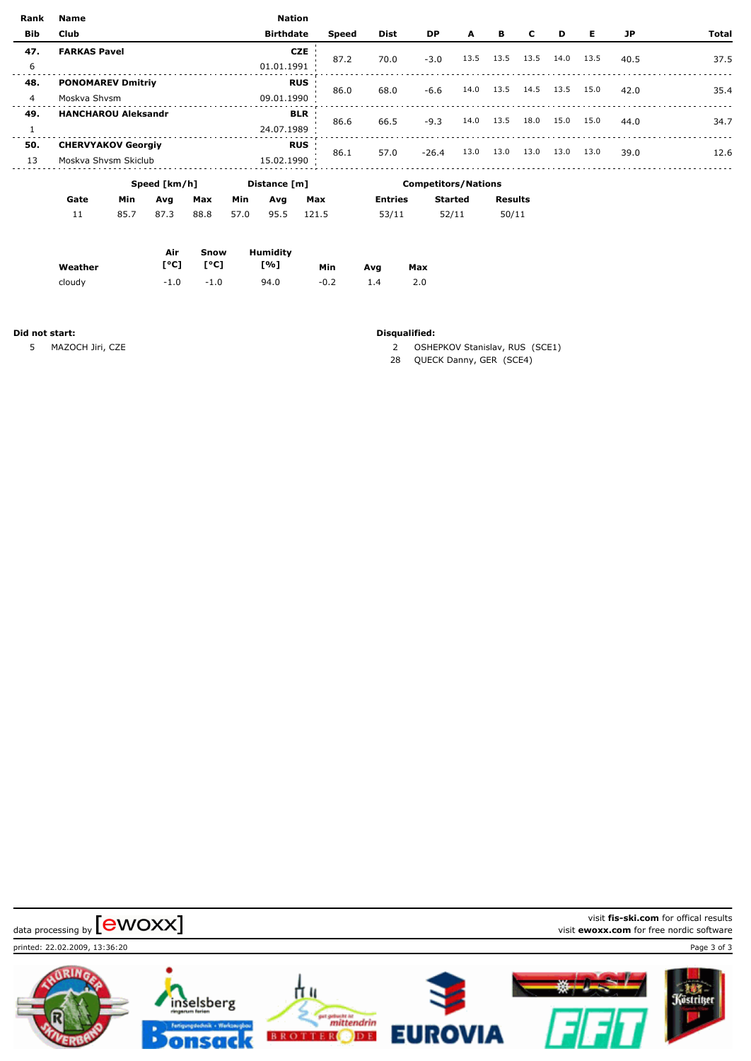| Rank | Name | Nation | | | | | | | | | | |
|---|---|---|---|---|---|---|---|---|---|---|---|---|
| Bib | Club | Birthdate | Speed | Dist | DP | A | B | C | D | E | JP | Total |
| 47. | FARKAS Pavel | CZE | 87.2 | 70.0 | -3.0 | 13.5 | 13.5 | 13.5 | 14.0 | 13.5 | 40.5 | 37.5 |
| 6 | | 01.01.1991 | | | | | | | | | | |
| 48. | PONOMAREV Dmitriy | RUS | 86.0 | 68.0 | -6.6 | 14.0 | 13.5 | 14.5 | 13.5 | 15.0 | 42.0 | 35.4 |
| 4 | Moskva Shvsm | 09.01.1990 | | | | | | | | | | |
| 49. | HANCHAROU Aleksandr | BLR | 86.6 | 66.5 | -9.3 | 14.0 | 13.5 | 18.0 | 15.0 | 15.0 | 44.0 | 34.7 |
| 1 | | 24.07.1989 | | | | | | | | | | |
| 50. | CHERVYAKOV Georgiy | RUS | 86.1 | 57.0 | -26.4 | 13.0 | 13.0 | 13.0 | 13.0 | 13.0 | 39.0 | 12.6 |
| 13 | Moskva Shvsm Skiclub | 15.02.1990 | | | | | | | | | | |

| | Speed [km/h] | | | Distance [m] | | | Competitors/Nations | | |
|---|---|---|---|---|---|---|---|---|---|
| Gate | Min | Avg | Max | Min | Avg | Max | Entries | Started | Results |
| 11 | 85.7 | 87.3 | 88.8 | 57.0 | 95.5 | 121.5 | 53/11 | 52/11 | 50/11 |

| Weather | Air [°C] | Snow [°C] | Humidity [%] | Min | Avg | Max |
|---|---|---|---|---|---|---|
| cloudy | -1.0 | -1.0 | 94.0 | -0.2 | 1.4 | 2.0 |

**Did not start:**

5 MAZOCH Jiri, CZE

**Disqualified:**

2 OSHEPKOV Stanislav, RUS (SCE1)

28 QUECK Danny, GER (SCE4)

data processing by [ewoxx]

visit **fis-ski.com** for offical results

visit **ewoxx.com** for free nordic software

printed: 22.02.2009, 13:36:20